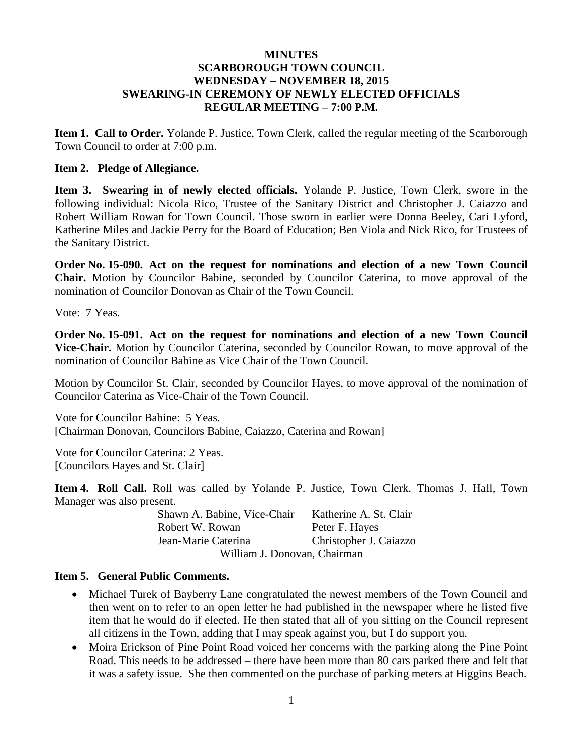# MINUTES
# SCARBOROUGH TOWN COUNCIL
## WEDNESDAY – NOVEMBER 18, 2015
## SWEARING-IN CEREMONY OF NEWLY ELECTED OFFICIALS
## REGULAR MEETING – 7:00 P.M.

**Item 1. Call to Order.** Yolande P. Justice, Town Clerk, called the regular meeting of the Scarborough Town Council to order at 7:00 p.m.

**Item 2. Pledge of Allegiance.**

**Item 3. Swearing in of newly elected officials.** Yolande P. Justice, Town Clerk, swore in the following individual: Nicola Rico, Trustee of the Sanitary District and Christopher J. Caiazzo and Robert William Rowan for Town Council. Those sworn in earlier were Donna Beeley, Cari Lyford, Katherine Miles and Jackie Perry for the Board of Education; Ben Viola and Nick Rico, for Trustees of the Sanitary District.

**Order No. 15-090. Act on the request for nominations and election of a new Town Council Chair.** Motion by Councilor Babine, seconded by Councilor Caterina, to move approval of the nomination of Councilor Donovan as Chair of the Town Council.

Vote: 7 Yeas.

**Order No. 15-091. Act on the request for nominations and election of a new Town Council Vice-Chair.** Motion by Councilor Caterina, seconded by Councilor Rowan, to move approval of the nomination of Councilor Babine as Vice Chair of the Town Council.

Motion by Councilor St. Clair, seconded by Councilor Hayes, to move approval of the nomination of Councilor Caterina as Vice-Chair of the Town Council.

Vote for Councilor Babine: 5 Yeas.
[Chairman Donovan, Councilors Babine, Caiazzo, Caterina and Rowan]

Vote for Councilor Caterina: 2 Yeas.
[Councilors Hayes and St. Clair]

**Item 4. Roll Call.** Roll was called by Yolande P. Justice, Town Clerk. Thomas J. Hall, Town Manager was also present.

Shawn A. Babine, Vice-Chair — Katherine A. St. Clair
Robert W. Rowan — Peter F. Hayes
Jean-Marie Caterina — Christopher J. Caiazzo
William J. Donovan, Chairman

**Item 5. General Public Comments.**

- Michael Turek of Bayberry Lane congratulated the newest members of the Town Council and then went on to refer to an open letter he had published in the newspaper where he listed five item that he would do if elected. He then stated that all of you sitting on the Council represent all citizens in the Town, adding that I may speak against you, but I do support you.
- Moira Erickson of Pine Point Road voiced her concerns with the parking along the Pine Point Road. This needs to be addressed – there have been more than 80 cars parked there and felt that it was a safety issue. She then commented on the purchase of parking meters at Higgins Beach.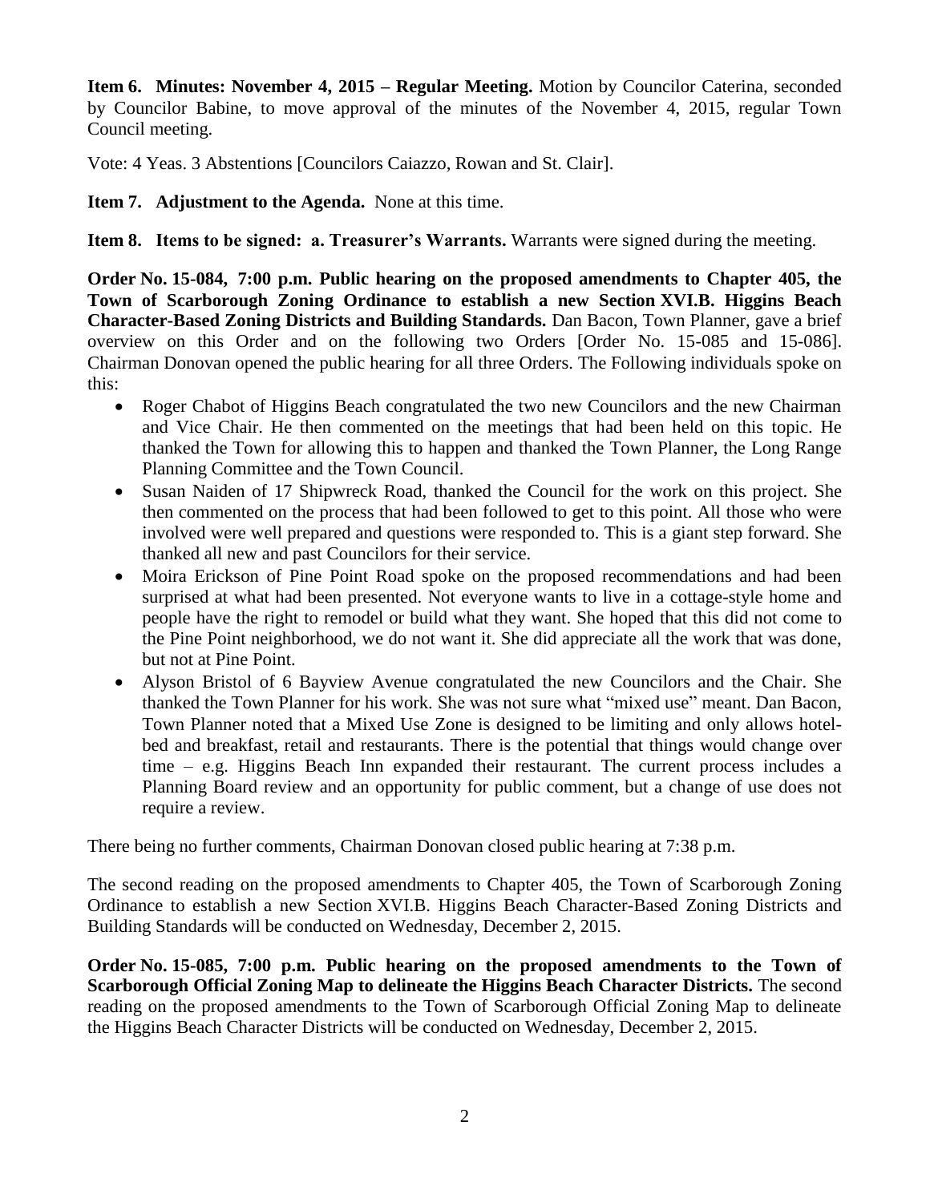**Item 6. Minutes: November 4, 2015 – Regular Meeting.** Motion by Councilor Caterina, seconded by Councilor Babine, to move approval of the minutes of the November 4, 2015, regular Town Council meeting.

Vote: 4 Yeas. 3 Abstentions [Councilors Caiazzo, Rowan and St. Clair].

**Item 7. Adjustment to the Agenda.** None at this time.

**Item 8. Items to be signed: a. Treasurer's Warrants.** Warrants were signed during the meeting.

**Order No. 15-084, 7:00 p.m. Public hearing on the proposed amendments to Chapter 405, the Town of Scarborough Zoning Ordinance to establish a new Section XVI.B. Higgins Beach Character-Based Zoning Districts and Building Standards.** Dan Bacon, Town Planner, gave a brief overview on this Order and on the following two Orders [Order No. 15-085 and 15-086]. Chairman Donovan opened the public hearing for all three Orders. The Following individuals spoke on this:

- Roger Chabot of Higgins Beach congratulated the two new Councilors and the new Chairman and Vice Chair. He then commented on the meetings that had been held on this topic. He thanked the Town for allowing this to happen and thanked the Town Planner, the Long Range Planning Committee and the Town Council.
- Susan Naiden of 17 Shipwreck Road, thanked the Council for the work on this project. She then commented on the process that had been followed to get to this point. All those who were involved were well prepared and questions were responded to. This is a giant step forward. She thanked all new and past Councilors for their service.
- Moira Erickson of Pine Point Road spoke on the proposed recommendations and had been surprised at what had been presented. Not everyone wants to live in a cottage-style home and people have the right to remodel or build what they want. She hoped that this did not come to the Pine Point neighborhood, we do not want it. She did appreciate all the work that was done, but not at Pine Point.
- Alyson Bristol of 6 Bayview Avenue congratulated the new Councilors and the Chair. She thanked the Town Planner for his work. She was not sure what "mixed use" meant. Dan Bacon, Town Planner noted that a Mixed Use Zone is designed to be limiting and only allows hotel-bed and breakfast, retail and restaurants. There is the potential that things would change over time – e.g. Higgins Beach Inn expanded their restaurant. The current process includes a Planning Board review and an opportunity for public comment, but a change of use does not require a review.

There being no further comments, Chairman Donovan closed public hearing at 7:38 p.m.

The second reading on the proposed amendments to Chapter 405, the Town of Scarborough Zoning Ordinance to establish a new Section XVI.B. Higgins Beach Character-Based Zoning Districts and Building Standards will be conducted on Wednesday, December 2, 2015.

**Order No. 15-085, 7:00 p.m. Public hearing on the proposed amendments to the Town of Scarborough Official Zoning Map to delineate the Higgins Beach Character Districts.** The second reading on the proposed amendments to the Town of Scarborough Official Zoning Map to delineate the Higgins Beach Character Districts will be conducted on Wednesday, December 2, 2015.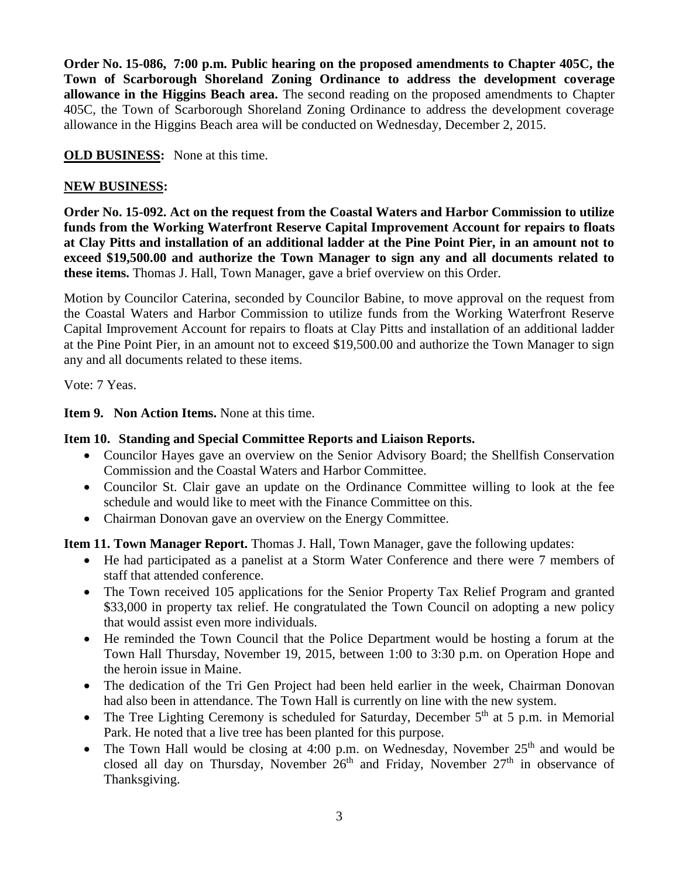**Order No. 15-086, 7:00 p.m. Public hearing on the proposed amendments to Chapter 405C, the Town of Scarborough Shoreland Zoning Ordinance to address the development coverage allowance in the Higgins Beach area.** The second reading on the proposed amendments to Chapter 405C, the Town of Scarborough Shoreland Zoning Ordinance to address the development coverage allowance in the Higgins Beach area will be conducted on Wednesday, December 2, 2015.

**OLD BUSINESS:** None at this time.

**NEW BUSINESS:**

**Order No. 15-092. Act on the request from the Coastal Waters and Harbor Commission to utilize funds from the Working Waterfront Reserve Capital Improvement Account for repairs to floats at Clay Pitts and installation of an additional ladder at the Pine Point Pier, in an amount not to exceed $19,500.00 and authorize the Town Manager to sign any and all documents related to these items.** Thomas J. Hall, Town Manager, gave a brief overview on this Order.

Motion by Councilor Caterina, seconded by Councilor Babine, to move approval on the request from the Coastal Waters and Harbor Commission to utilize funds from the Working Waterfront Reserve Capital Improvement Account for repairs to floats at Clay Pitts and installation of an additional ladder at the Pine Point Pier, in an amount not to exceed $19,500.00 and authorize the Town Manager to sign any and all documents related to these items.

Vote: 7 Yeas.

**Item 9. Non Action Items.** None at this time.

**Item 10. Standing and Special Committee Reports and Liaison Reports.**

- Councilor Hayes gave an overview on the Senior Advisory Board; the Shellfish Conservation Commission and the Coastal Waters and Harbor Committee.
- Councilor St. Clair gave an update on the Ordinance Committee willing to look at the fee schedule and would like to meet with the Finance Committee on this.
- Chairman Donovan gave an overview on the Energy Committee.

**Item 11. Town Manager Report.** Thomas J. Hall, Town Manager, gave the following updates:

- He had participated as a panelist at a Storm Water Conference and there were 7 members of staff that attended conference.
- The Town received 105 applications for the Senior Property Tax Relief Program and granted $33,000 in property tax relief. He congratulated the Town Council on adopting a new policy that would assist even more individuals.
- He reminded the Town Council that the Police Department would be hosting a forum at the Town Hall Thursday, November 19, 2015, between 1:00 to 3:30 p.m. on Operation Hope and the heroin issue in Maine.
- The dedication of the Tri Gen Project had been held earlier in the week, Chairman Donovan had also been in attendance. The Town Hall is currently on line with the new system.
- The Tree Lighting Ceremony is scheduled for Saturday, December 5th at 5 p.m. in Memorial Park. He noted that a live tree has been planted for this purpose.
- The Town Hall would be closing at 4:00 p.m. on Wednesday, November 25th and would be closed all day on Thursday, November 26th and Friday, November 27th in observance of Thanksgiving.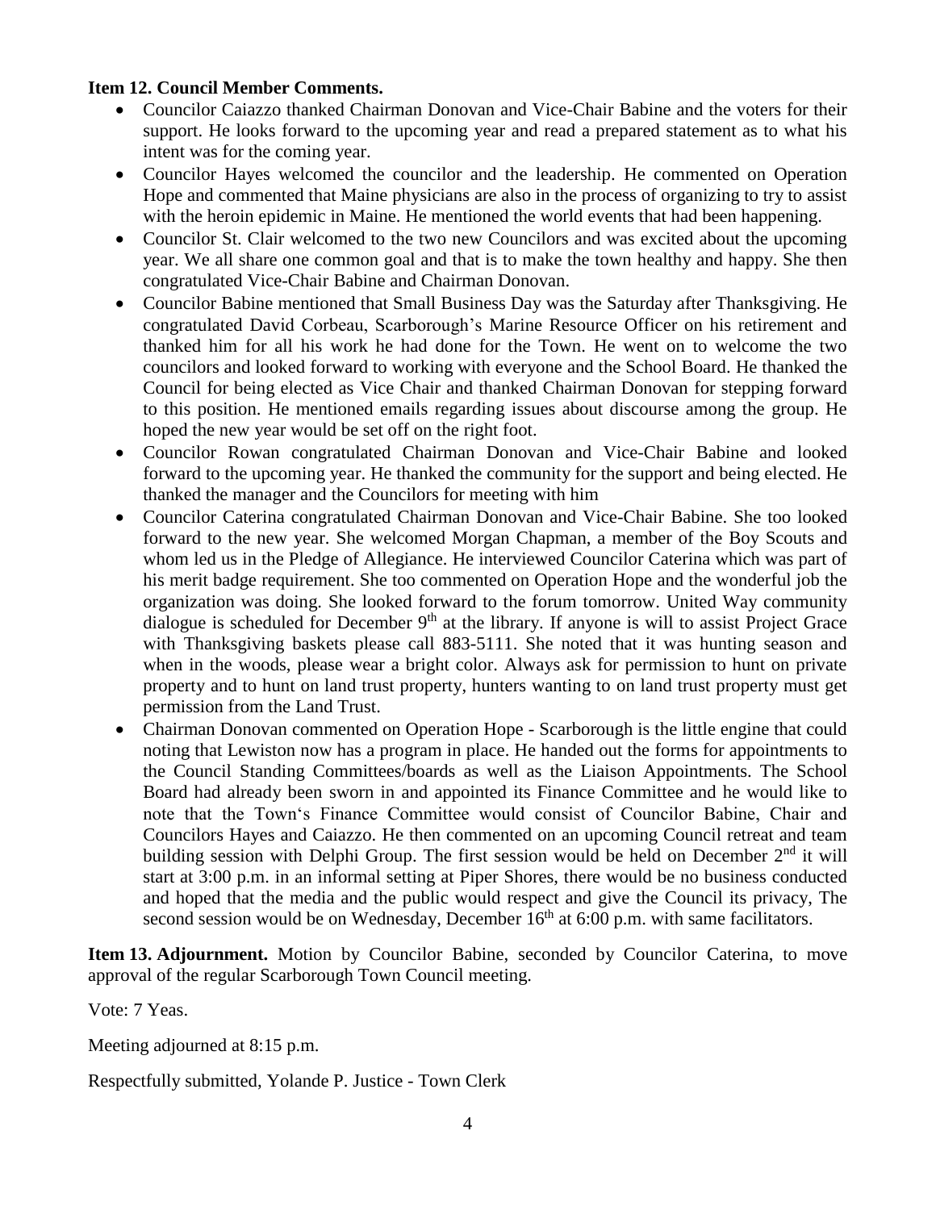**Item 12. Council Member Comments.**

- Councilor Caiazzo thanked Chairman Donovan and Vice-Chair Babine and the voters for their support. He looks forward to the upcoming year and read a prepared statement as to what his intent was for the coming year.
- Councilor Hayes welcomed the councilor and the leadership. He commented on Operation Hope and commented that Maine physicians are also in the process of organizing to try to assist with the heroin epidemic in Maine. He mentioned the world events that had been happening.
- Councilor St. Clair welcomed to the two new Councilors and was excited about the upcoming year. We all share one common goal and that is to make the town healthy and happy. She then congratulated Vice-Chair Babine and Chairman Donovan.
- Councilor Babine mentioned that Small Business Day was the Saturday after Thanksgiving. He congratulated David Corbeau, Scarborough's Marine Resource Officer on his retirement and thanked him for all his work he had done for the Town. He went on to welcome the two councilors and looked forward to working with everyone and the School Board. He thanked the Council for being elected as Vice Chair and thanked Chairman Donovan for stepping forward to this position. He mentioned emails regarding issues about discourse among the group. He hoped the new year would be set off on the right foot.
- Councilor Rowan congratulated Chairman Donovan and Vice-Chair Babine and looked forward to the upcoming year. He thanked the community for the support and being elected. He thanked the manager and the Councilors for meeting with him
- Councilor Caterina congratulated Chairman Donovan and Vice-Chair Babine. She too looked forward to the new year. She welcomed Morgan Chapman, a member of the Boy Scouts and whom led us in the Pledge of Allegiance. He interviewed Councilor Caterina which was part of his merit badge requirement. She too commented on Operation Hope and the wonderful job the organization was doing. She looked forward to the forum tomorrow. United Way community dialogue is scheduled for December 9th at the library. If anyone is will to assist Project Grace with Thanksgiving baskets please call 883-5111. She noted that it was hunting season and when in the woods, please wear a bright color. Always ask for permission to hunt on private property and to hunt on land trust property, hunters wanting to on land trust property must get permission from the Land Trust.
- Chairman Donovan commented on Operation Hope - Scarborough is the little engine that could noting that Lewiston now has a program in place. He handed out the forms for appointments to the Council Standing Committees/boards as well as the Liaison Appointments. The School Board had already been sworn in and appointed its Finance Committee and he would like to note that the Town's Finance Committee would consist of Councilor Babine, Chair and Councilors Hayes and Caiazzo. He then commented on an upcoming Council retreat and team building session with Delphi Group. The first session would be held on December 2nd it will start at 3:00 p.m. in an informal setting at Piper Shores, there would be no business conducted and hoped that the media and the public would respect and give the Council its privacy, The second session would be on Wednesday, December 16th at 6:00 p.m. with same facilitators.

**Item 13. Adjournment.** Motion by Councilor Babine, seconded by Councilor Caterina, to move approval of the regular Scarborough Town Council meeting.

Vote: 7 Yeas.

Meeting adjourned at 8:15 p.m.

Respectfully submitted, Yolande P. Justice - Town Clerk